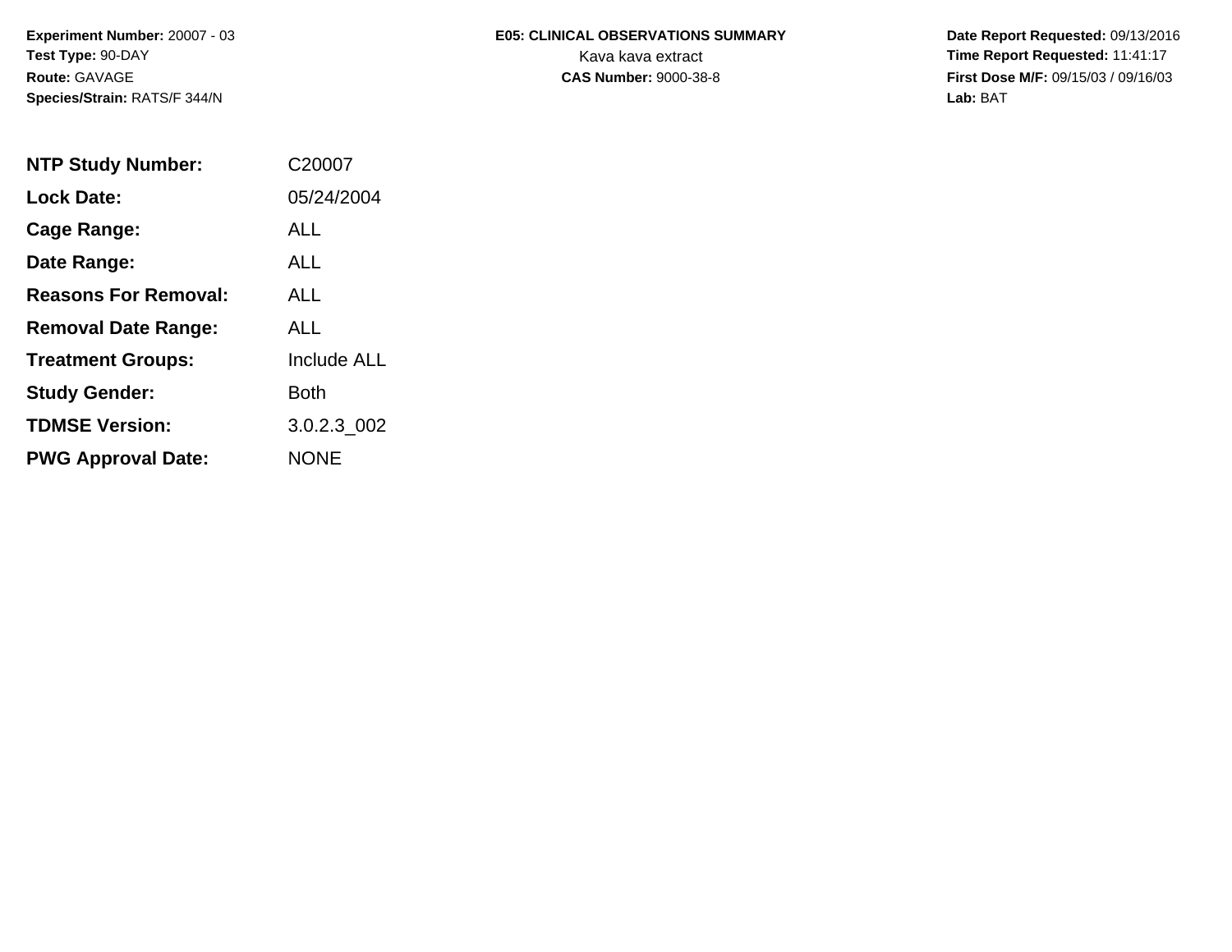**Experiment Number:** 20007 - 03
**Test Type:** 90-DAY
**Route:** GAVAGE
**Species/Strain:** RATS/F 344/N

**E05: CLINICAL OBSERVATIONS SUMMARY**
Kava kava extract
**CAS Number:** 9000-38-8

**Date Report Requested:** 09/13/2016
**Time Report Requested:** 11:41:17
**First Dose M/F:** 09/15/03 / 09/16/03
**Lab:** BAT

| | |
|---|---|
| **NTP Study Number:** | C20007 |
| **Lock Date:** | 05/24/2004 |
| **Cage Range:** | ALL |
| **Date Range:** | ALL |
| **Reasons For Removal:** | ALL |
| **Removal Date Range:** | ALL |
| **Treatment Groups:** | Include ALL |
| **Study Gender:** | Both |
| **TDMSE Version:** | 3.0.2.3_002 |
| **PWG Approval Date:** | NONE |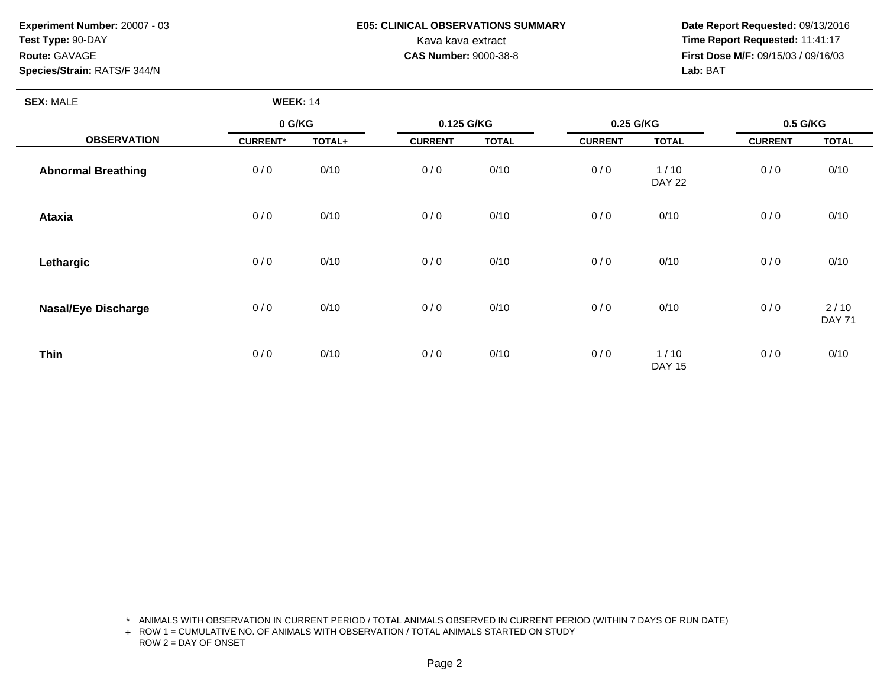**Experiment Number:** 20007 - 03
**Test Type:** 90-DAY
**Route:** GAVAGE
**Species/Strain:** RATS/F 344/N

**E05: CLINICAL OBSERVATIONS SUMMARY**
Kava kava extract
**CAS Number:** 9000-38-8

**Date Report Requested:** 09/13/2016
**Time Report Requested:** 11:41:17
**First Dose M/F:** 09/15/03 / 09/16/03
**Lab:** BAT

**SEX:** MALE **WEEK:** 14

| OBSERVATION | 0 G/KG CURRENT* | 0 G/KG TOTAL+ | 0.125 G/KG CURRENT | 0.125 G/KG TOTAL | 0.25 G/KG CURRENT | 0.25 G/KG TOTAL | 0.5 G/KG CURRENT | 0.5 G/KG TOTAL |
|---|---|---|---|---|---|---|---|---|
| **Abnormal Breathing** | 0 / 0 | 0/10 | 0 / 0 | 0/10 | 0 / 0 | 1 / 10<br>DAY 22 | 0 / 0 | 0/10 |
| **Ataxia** | 0 / 0 | 0/10 | 0 / 0 | 0/10 | 0 / 0 | 0/10 | 0 / 0 | 0/10 |
| **Lethargic** | 0 / 0 | 0/10 | 0 / 0 | 0/10 | 0 / 0 | 0/10 | 0 / 0 | 0/10 |
| **Nasal/Eye Discharge** | 0 / 0 | 0/10 | 0 / 0 | 0/10 | 0 / 0 | 0/10 | 0 / 0 | 2 / 10<br>DAY 71 |
| **Thin** | 0 / 0 | 0/10 | 0 / 0 | 0/10 | 0 / 0 | 1 / 10<br>DAY 15 | 0 / 0 | 0/10 |

\* ANIMALS WITH OBSERVATION IN CURRENT PERIOD / TOTAL ANIMALS OBSERVED IN CURRENT PERIOD (WITHIN 7 DAYS OF RUN DATE)
+ ROW 1 = CUMULATIVE NO. OF ANIMALS WITH OBSERVATION / TOTAL ANIMALS STARTED ON STUDY
ROW 2 = DAY OF ONSET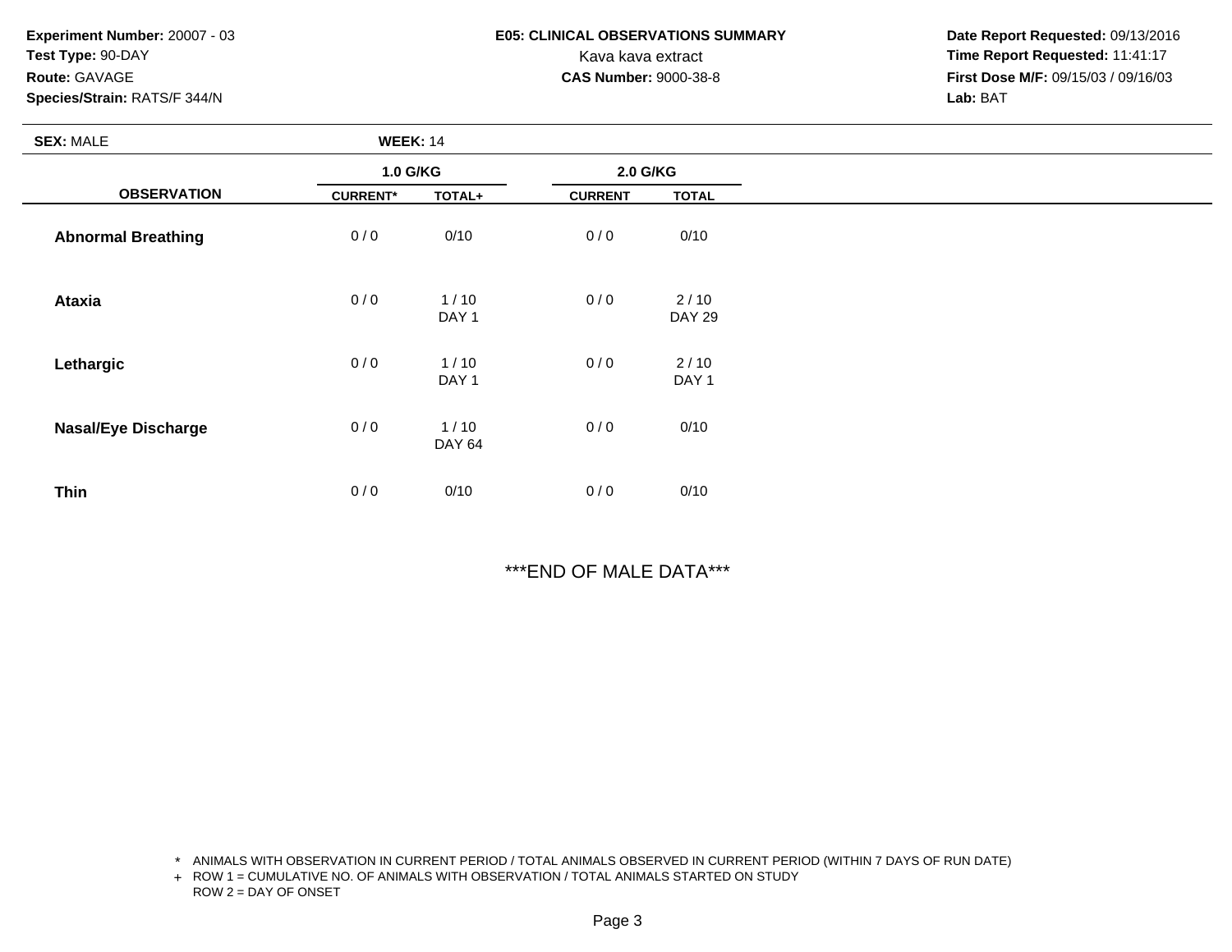**Experiment Number:** 20007 - 03
**Test Type:** 90-DAY
**Route:** GAVAGE
**Species/Strain:** RATS/F 344/N

**E05: CLINICAL OBSERVATIONS SUMMARY**
Kava kava extract
**CAS Number:** 9000-38-8

**Date Report Requested:** 09/13/2016
**Time Report Requested:** 11:41:17
**First Dose M/F:** 09/15/03 / 09/16/03
**Lab:** BAT

**SEX:** MALE **WEEK:** 14

| OBSERVATION | 1.0 G/KG | | 2.0 G/KG | |
|---|---|---|---|---|
| | CURRENT* | TOTAL+ | CURRENT | TOTAL |
| **Abnormal Breathing** | 0 / 0 | 0/10 | 0 / 0 | 0/10 |
| **Ataxia** | 0 / 0 | 1 / 10<br>DAY 1 | 0 / 0 | 2 / 10<br>DAY 29 |
| **Lethargic** | 0 / 0 | 1 / 10<br>DAY 1 | 0 / 0 | 2 / 10<br>DAY 1 |
| **Nasal/Eye Discharge** | 0 / 0 | 1 / 10<br>DAY 64 | 0 / 0 | 0/10 |
| **Thin** | 0 / 0 | 0/10 | 0 / 0 | 0/10 |

***END OF MALE DATA***

\* ANIMALS WITH OBSERVATION IN CURRENT PERIOD / TOTAL ANIMALS OBSERVED IN CURRENT PERIOD (WITHIN 7 DAYS OF RUN DATE)
\+ ROW 1 = CUMULATIVE NO. OF ANIMALS WITH OBSERVATION / TOTAL ANIMALS STARTED ON STUDY
ROW 2 = DAY OF ONSET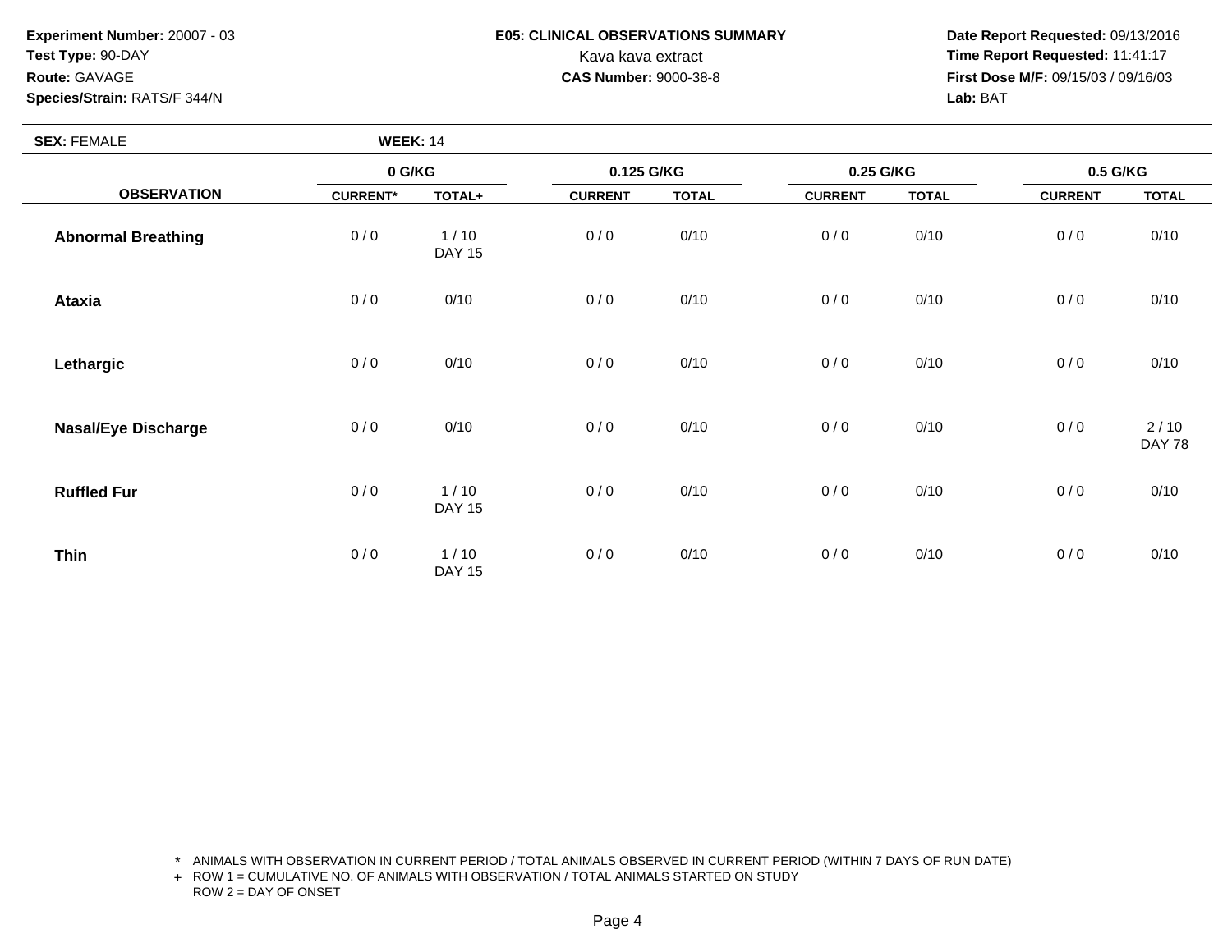**Experiment Number:** 20007 - 03
**Test Type:** 90-DAY
**Route:** GAVAGE
**Species/Strain:** RATS/F 344/N

**E05: CLINICAL OBSERVATIONS SUMMARY**
Kava kava extract
**CAS Number:** 9000-38-8

**Date Report Requested:** 09/13/2016
**Time Report Requested:** 11:41:17
**First Dose M/F:** 09/15/03 / 09/16/03
**Lab:** BAT

**SEX:** FEMALE **WEEK:** 14

| OBSERVATION | 0 G/KG | | 0.125 G/KG | | 0.25 G/KG | | 0.5 G/KG | |
|---|---|---|---|---|---|---|---|---|
| | CURRENT* | TOTAL+ | CURRENT | TOTAL | CURRENT | TOTAL | CURRENT | TOTAL |
| **Abnormal Breathing** | 0 / 0 | 1 / 10 DAY 15 | 0 / 0 | 0/10 | 0 / 0 | 0/10 | 0 / 0 | 0/10 |
| **Ataxia** | 0 / 0 | 0/10 | 0 / 0 | 0/10 | 0 / 0 | 0/10 | 0 / 0 | 0/10 |
| **Lethargic** | 0 / 0 | 0/10 | 0 / 0 | 0/10 | 0 / 0 | 0/10 | 0 / 0 | 0/10 |
| **Nasal/Eye Discharge** | 0 / 0 | 0/10 | 0 / 0 | 0/10 | 0 / 0 | 0/10 | 0 / 0 | 2 / 10 DAY 78 |
| **Ruffled Fur** | 0 / 0 | 1 / 10 DAY 15 | 0 / 0 | 0/10 | 0 / 0 | 0/10 | 0 / 0 | 0/10 |
| **Thin** | 0 / 0 | 1 / 10 DAY 15 | 0 / 0 | 0/10 | 0 / 0 | 0/10 | 0 / 0 | 0/10 |

\* ANIMALS WITH OBSERVATION IN CURRENT PERIOD / TOTAL ANIMALS OBSERVED IN CURRENT PERIOD (WITHIN 7 DAYS OF RUN DATE)
+ ROW 1 = CUMULATIVE NO. OF ANIMALS WITH OBSERVATION / TOTAL ANIMALS STARTED ON STUDY
ROW 2 = DAY OF ONSET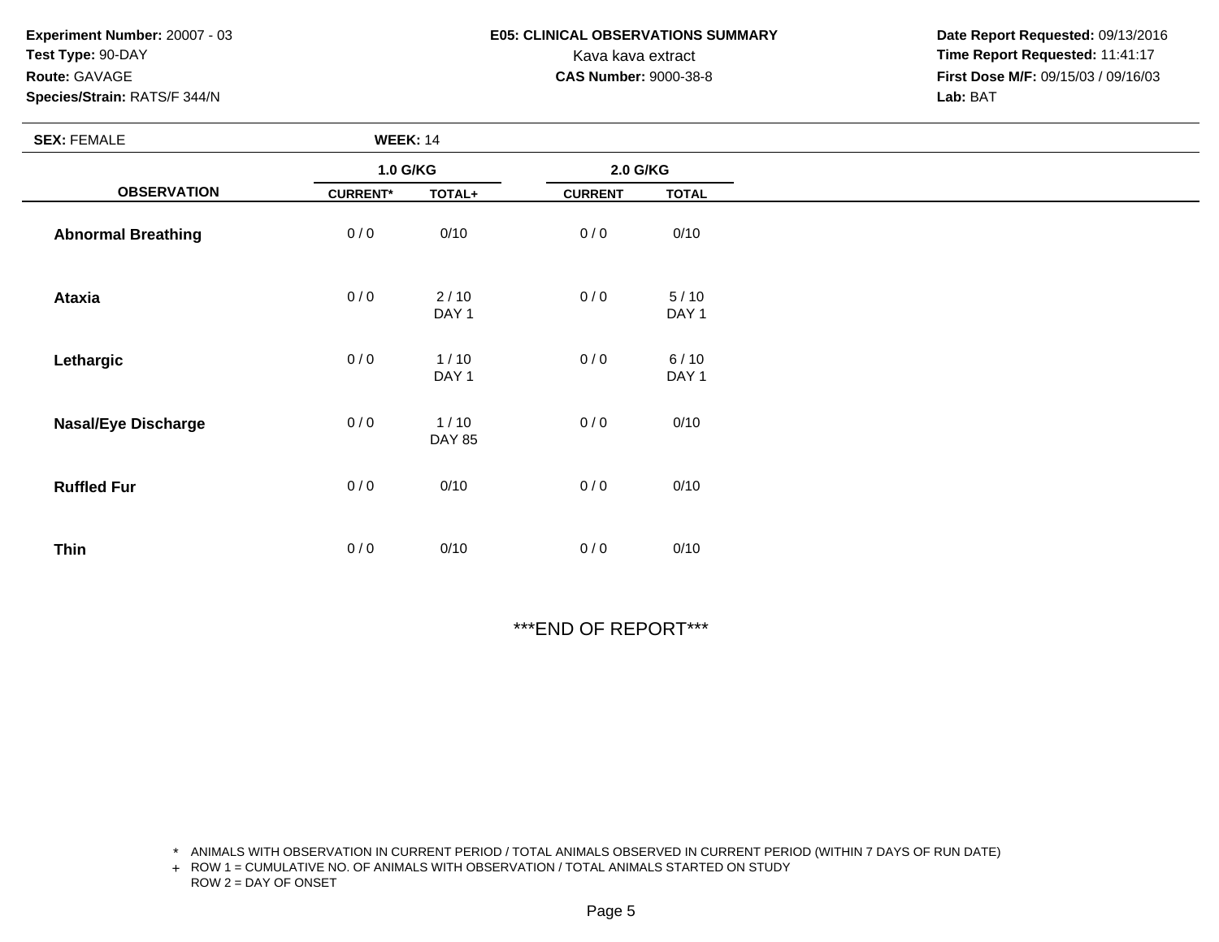**Experiment Number:** 20007 - 03
**Test Type:** 90-DAY
**Route:** GAVAGE
**Species/Strain:** RATS/F 344/N

**E05: CLINICAL OBSERVATIONS SUMMARY**
Kava kava extract
**CAS Number:** 9000-38-8

**Date Report Requested:** 09/13/2016
**Time Report Requested:** 11:41:17
**First Dose M/F:** 09/15/03 / 09/16/03
**Lab:** BAT

**SEX:** FEMALE **WEEK:** 14

| | 1.0 G/KG | | 2.0 G/KG | |
|---|---|---|---|---|
| **OBSERVATION** | **CURRENT*** | **TOTAL+** | **CURRENT** | **TOTAL** |
| **Abnormal Breathing** | 0 / 0 | 0/10 | 0 / 0 | 0/10 |
| **Ataxia** | 0 / 0 | 2 / 10<br>DAY 1 | 0 / 0 | 5 / 10<br>DAY 1 |
| **Lethargic** | 0 / 0 | 1 / 10<br>DAY 1 | 0 / 0 | 6 / 10<br>DAY 1 |
| **Nasal/Eye Discharge** | 0 / 0 | 1 / 10<br>DAY 85 | 0 / 0 | 0/10 |
| **Ruffled Fur** | 0 / 0 | 0/10 | 0 / 0 | 0/10 |
| **Thin** | 0 / 0 | 0/10 | 0 / 0 | 0/10 |

***END OF REPORT***

* ANIMALS WITH OBSERVATION IN CURRENT PERIOD / TOTAL ANIMALS OBSERVED IN CURRENT PERIOD (WITHIN 7 DAYS OF RUN DATE)
+ ROW 1 = CUMULATIVE NO. OF ANIMALS WITH OBSERVATION / TOTAL ANIMALS STARTED ON STUDY
ROW 2 = DAY OF ONSET